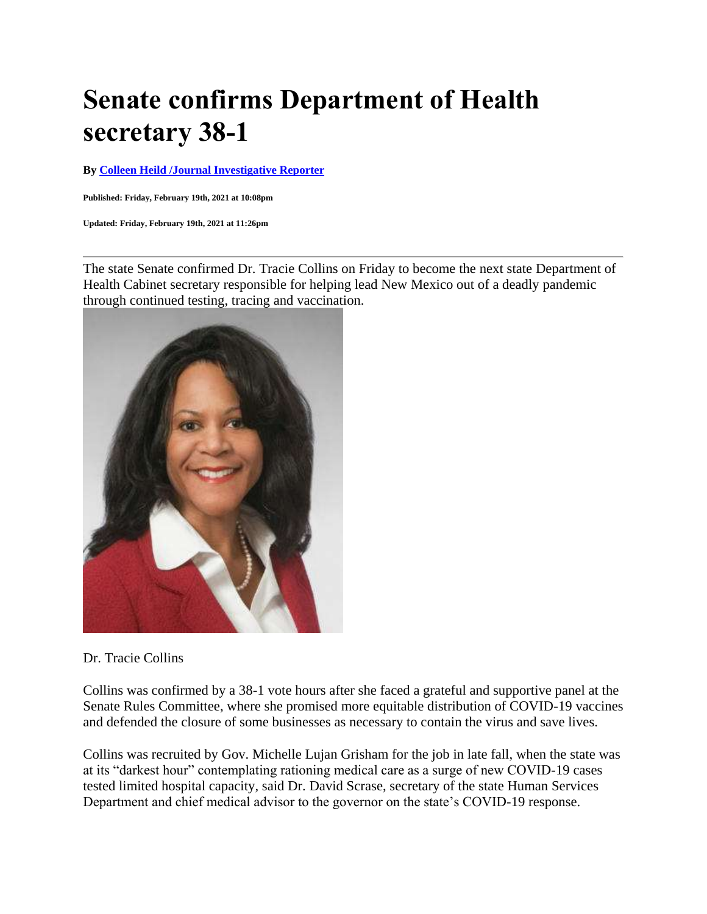# Senate confirms Department of Health secretary 38-1

**By [Colleen Heild /Journal Investigative Reporter]**

**Published: Friday, February 19th, 2021 at 10:08pm**

**Updated: Friday, February 19th, 2021 at 11:26pm**

---

The state Senate confirmed Dr. Tracie Collins on Friday to become the next state Department of Health Cabinet secretary responsible for helping lead New Mexico out of a deadly pandemic through continued testing, tracing and vaccination.

Dr. Tracie Collins

Collins was confirmed by a 38-1 vote hours after she faced a grateful and supportive panel at the Senate Rules Committee, where she promised more equitable distribution of COVID-19 vaccines and defended the closure of some businesses as necessary to contain the virus and save lives.

Collins was recruited by Gov. Michelle Lujan Grisham for the job in late fall, when the state was at its "darkest hour" contemplating rationing medical care as a surge of new COVID-19 cases tested limited hospital capacity, said Dr. David Scrase, secretary of the state Human Services Department and chief medical advisor to the governor on the state's COVID-19 response.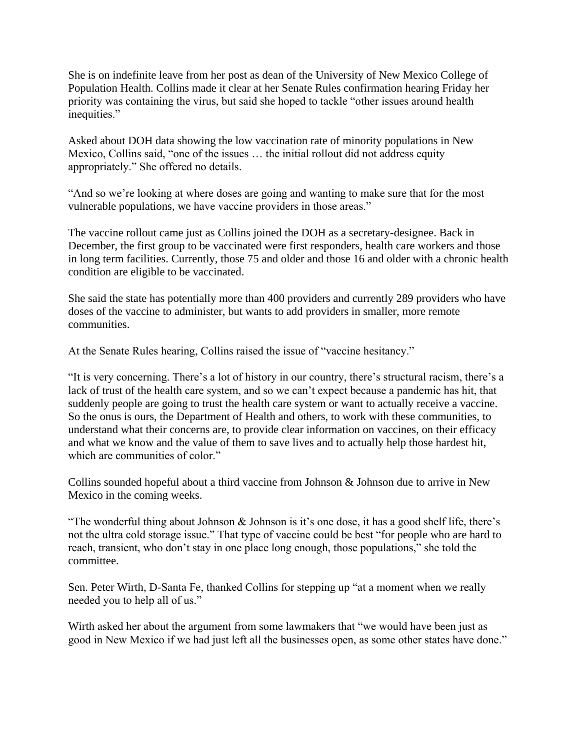She is on indefinite leave from her post as dean of the University of New Mexico College of Population Health. Collins made it clear at her Senate Rules confirmation hearing Friday her priority was containing the virus, but said she hoped to tackle "other issues around health inequities."

Asked about DOH data showing the low vaccination rate of minority populations in New Mexico, Collins said, "one of the issues … the initial rollout did not address equity appropriately." She offered no details.

"And so we're looking at where doses are going and wanting to make sure that for the most vulnerable populations, we have vaccine providers in those areas."

The vaccine rollout came just as Collins joined the DOH as a secretary-designee. Back in December, the first group to be vaccinated were first responders, health care workers and those in long term facilities. Currently, those 75 and older and those 16 and older with a chronic health condition are eligible to be vaccinated.

She said the state has potentially more than 400 providers and currently 289 providers who have doses of the vaccine to administer, but wants to add providers in smaller, more remote communities.

At the Senate Rules hearing, Collins raised the issue of "vaccine hesitancy."

"It is very concerning. There's a lot of history in our country, there's structural racism, there's a lack of trust of the health care system, and so we can't expect because a pandemic has hit, that suddenly people are going to trust the health care system or want to actually receive a vaccine. So the onus is ours, the Department of Health and others, to work with these communities, to understand what their concerns are, to provide clear information on vaccines, on their efficacy and what we know and the value of them to save lives and to actually help those hardest hit, which are communities of color."

Collins sounded hopeful about a third vaccine from Johnson & Johnson due to arrive in New Mexico in the coming weeks.

"The wonderful thing about Johnson & Johnson is it's one dose, it has a good shelf life, there's not the ultra cold storage issue." That type of vaccine could be best "for people who are hard to reach, transient, who don't stay in one place long enough, those populations," she told the committee.

Sen. Peter Wirth, D-Santa Fe, thanked Collins for stepping up "at a moment when we really needed you to help all of us."

Wirth asked her about the argument from some lawmakers that "we would have been just as good in New Mexico if we had just left all the businesses open, as some other states have done."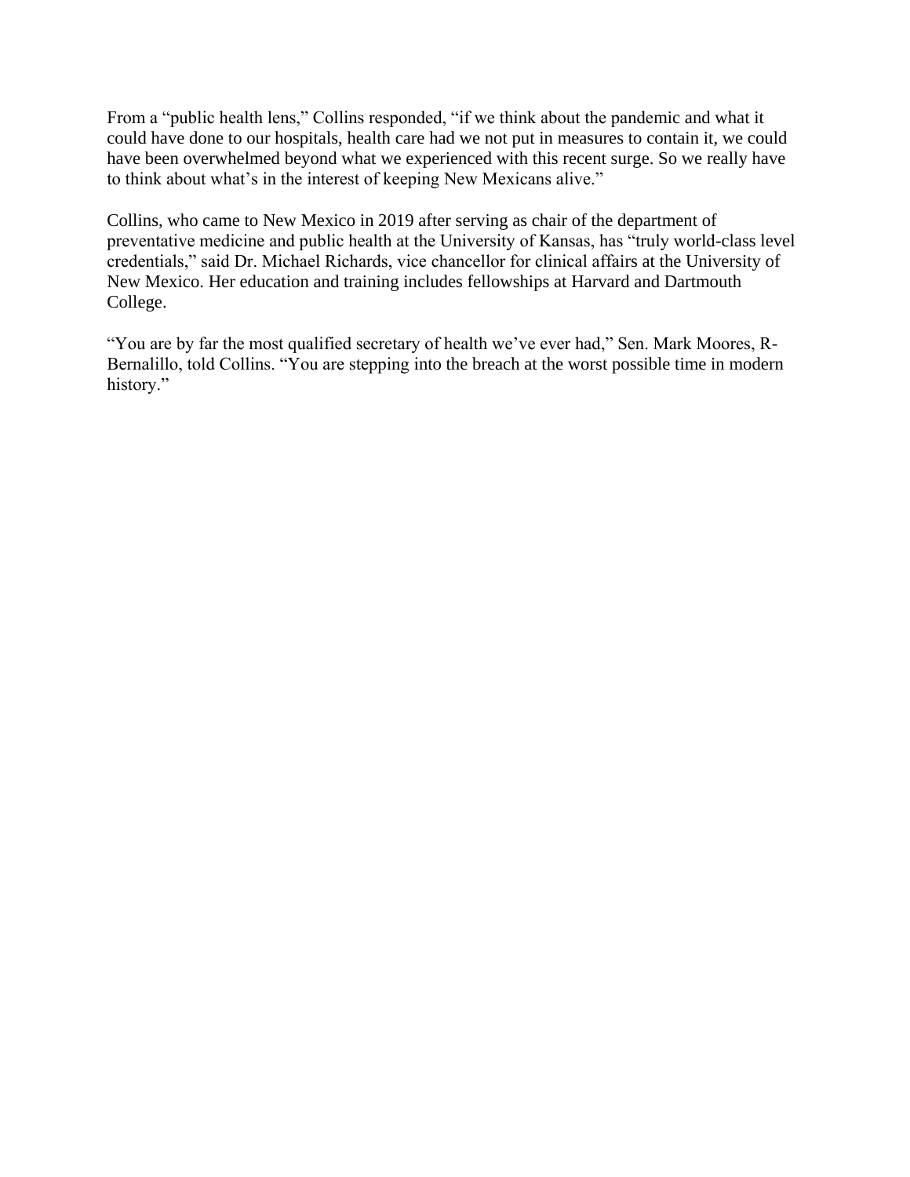From a "public health lens," Collins responded, "if we think about the pandemic and what it could have done to our hospitals, health care had we not put in measures to contain it, we could have been overwhelmed beyond what we experienced with this recent surge. So we really have to think about what's in the interest of keeping New Mexicans alive."

Collins, who came to New Mexico in 2019 after serving as chair of the department of preventative medicine and public health at the University of Kansas, has "truly world-class level credentials," said Dr. Michael Richards, vice chancellor for clinical affairs at the University of New Mexico. Her education and training includes fellowships at Harvard and Dartmouth College.

"You are by far the most qualified secretary of health we've ever had," Sen. Mark Moores, R-Bernalillo, told Collins. "You are stepping into the breach at the worst possible time in modern history."